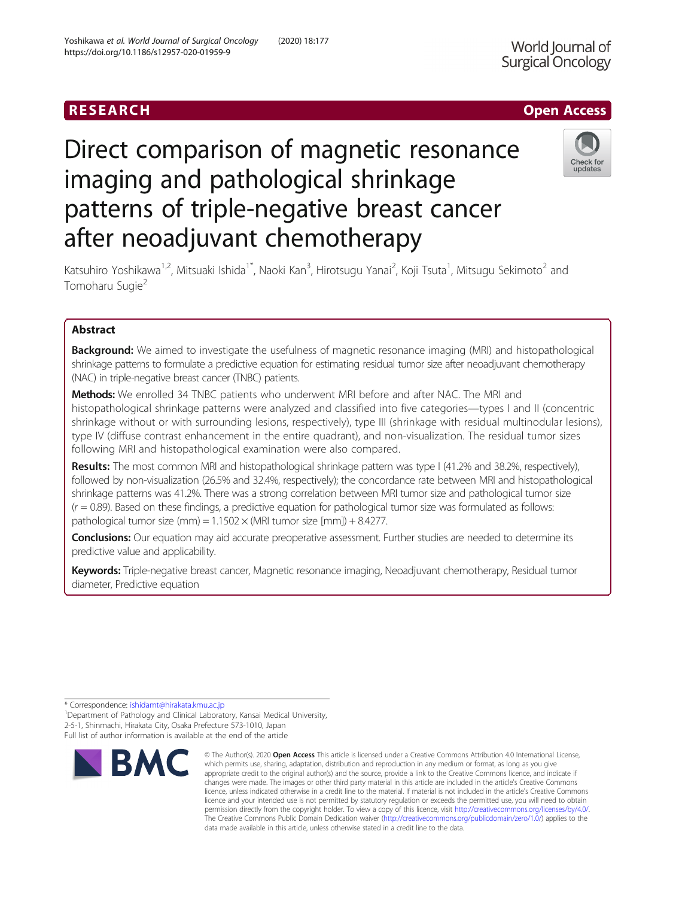RESEARCH

Open Access

# Direct comparison of magnetic resonance imaging and pathological shrinkage patterns of triple-negative breast cancer after neoadjuvant chemotherapy

Katsuhiro Yoshikawa[1,2], Mitsuaki Ishida[1*], Naoki Kan[3], Hirotsugu Yanai[2], Koji Tsuta[1], Mitsugu Sekimoto[2] and Tomoharu Sugie[2]

## Abstract

**Background:** We aimed to investigate the usefulness of magnetic resonance imaging (MRI) and histopathological shrinkage patterns to formulate a predictive equation for estimating residual tumor size after neoadjuvant chemotherapy (NAC) in triple-negative breast cancer (TNBC) patients.

**Methods:** We enrolled 34 TNBC patients who underwent MRI before and after NAC. The MRI and histopathological shrinkage patterns were analyzed and classified into five categories—types I and II (concentric shrinkage without or with surrounding lesions, respectively), type III (shrinkage with residual multinodular lesions), type IV (diffuse contrast enhancement in the entire quadrant), and non-visualization. The residual tumor sizes following MRI and histopathological examination were also compared.

**Results:** The most common MRI and histopathological shrinkage pattern was type I (41.2% and 38.2%, respectively), followed by non-visualization (26.5% and 32.4%, respectively); the concordance rate between MRI and histopathological shrinkage patterns was 41.2%. There was a strong correlation between MRI tumor size and pathological tumor size ($r = 0.89$). Based on these findings, a predictive equation for pathological tumor size was formulated as follows: pathological tumor size (mm) = 1.1502 × (MRI tumor size [mm]) + 8.4277.

**Conclusions:** Our equation may aid accurate preoperative assessment. Further studies are needed to determine its predictive value and applicability.

**Keywords:** Triple-negative breast cancer, Magnetic resonance imaging, Neoadjuvant chemotherapy, Residual tumor diameter, Predictive equation

* Correspondence: ishidamt@hirakata.kmu.ac.jp
[1]Department of Pathology and Clinical Laboratory, Kansai Medical University, 2-5-1, Shinmachi, Hirakata City, Osaka Prefecture 573-1010, Japan
Full list of author information is available at the end of the article

© The Author(s). 2020 **Open Access** This article is licensed under a Creative Commons Attribution 4.0 International License, which permits use, sharing, adaptation, distribution and reproduction in any medium or format, as long as you give appropriate credit to the original author(s) and the source, provide a link to the Creative Commons licence, and indicate if changes were made. The images or other third party material in this article are included in the article's Creative Commons licence, unless indicated otherwise in a credit line to the material. If material is not included in the article's Creative Commons licence and your intended use is not permitted by statutory regulation or exceeds the permitted use, you will need to obtain permission directly from the copyright holder. To view a copy of this licence, visit http://creativecommons.org/licenses/by/4.0/. The Creative Commons Public Domain Dedication waiver (http://creativecommons.org/publicdomain/zero/1.0/) applies to the data made available in this article, unless otherwise stated in a credit line to the data.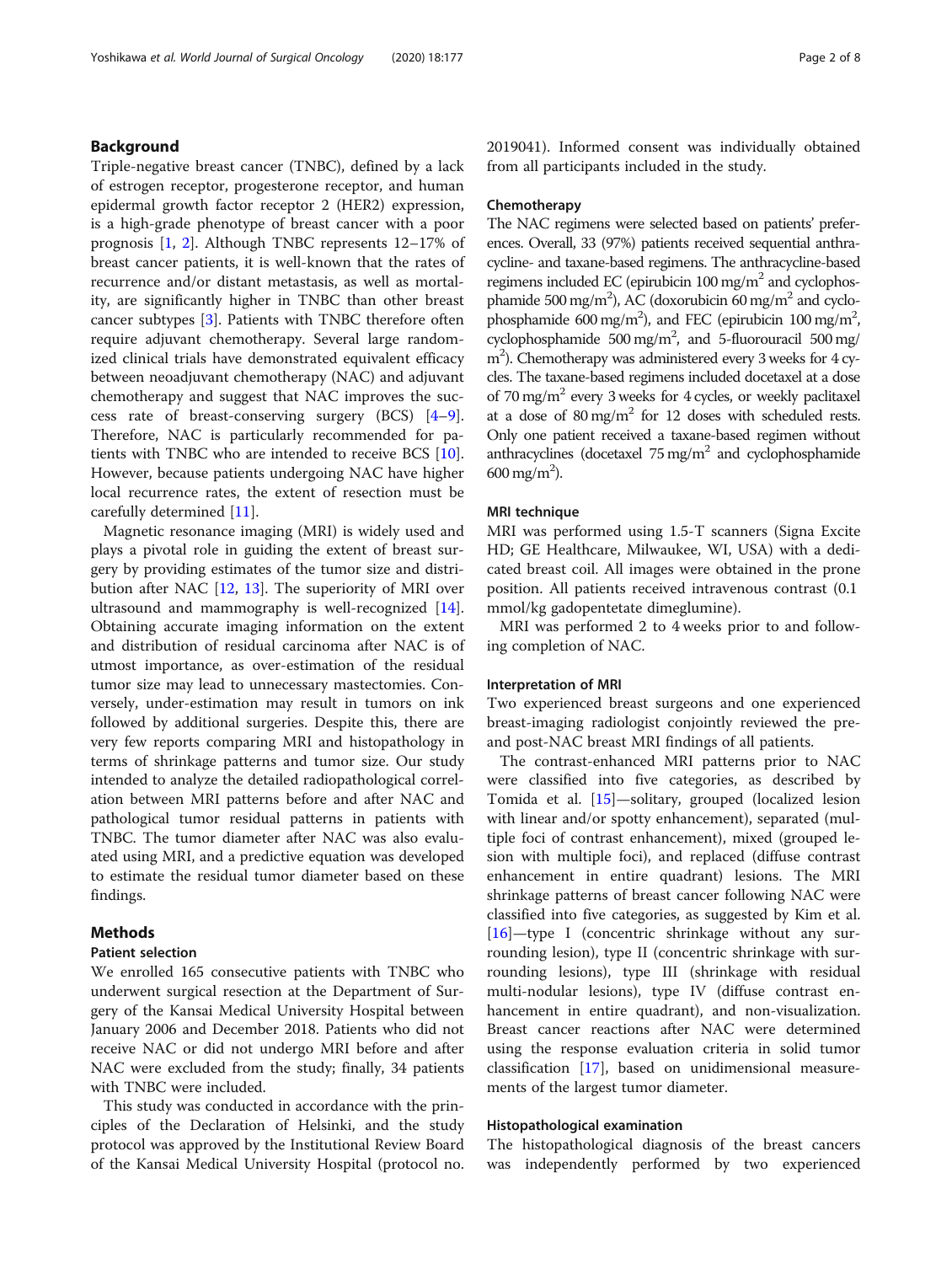## Background

Triple-negative breast cancer (TNBC), defined by a lack of estrogen receptor, progesterone receptor, and human epidermal growth factor receptor 2 (HER2) expression, is a high-grade phenotype of breast cancer with a poor prognosis [1, 2]. Although TNBC represents 12–17% of breast cancer patients, it is well-known that the rates of recurrence and/or distant metastasis, as well as mortality, are significantly higher in TNBC than other breast cancer subtypes [3]. Patients with TNBC therefore often require adjuvant chemotherapy. Several large randomized clinical trials have demonstrated equivalent efficacy between neoadjuvant chemotherapy (NAC) and adjuvant chemotherapy and suggest that NAC improves the success rate of breast-conserving surgery (BCS) [4–9]. Therefore, NAC is particularly recommended for patients with TNBC who are intended to receive BCS [10]. However, because patients undergoing NAC have higher local recurrence rates, the extent of resection must be carefully determined [11].

Magnetic resonance imaging (MRI) is widely used and plays a pivotal role in guiding the extent of breast surgery by providing estimates of the tumor size and distribution after NAC [12, 13]. The superiority of MRI over ultrasound and mammography is well-recognized [14]. Obtaining accurate imaging information on the extent and distribution of residual carcinoma after NAC is of utmost importance, as over-estimation of the residual tumor size may lead to unnecessary mastectomies. Conversely, under-estimation may result in tumors on ink followed by additional surgeries. Despite this, there are very few reports comparing MRI and histopathology in terms of shrinkage patterns and tumor size. Our study intended to analyze the detailed radiopathological correlation between MRI patterns before and after NAC and pathological tumor residual patterns in patients with TNBC. The tumor diameter after NAC was also evaluated using MRI, and a predictive equation was developed to estimate the residual tumor diameter based on these findings.

## Methods

### Patient selection

We enrolled 165 consecutive patients with TNBC who underwent surgical resection at the Department of Surgery of the Kansai Medical University Hospital between January 2006 and December 2018. Patients who did not receive NAC or did not undergo MRI before and after NAC were excluded from the study; finally, 34 patients with TNBC were included.

This study was conducted in accordance with the principles of the Declaration of Helsinki, and the study protocol was approved by the Institutional Review Board of the Kansai Medical University Hospital (protocol no. 2019041). Informed consent was individually obtained from all participants included in the study.

### Chemotherapy

The NAC regimens were selected based on patients' preferences. Overall, 33 (97%) patients received sequential anthracycline- and taxane-based regimens. The anthracycline-based regimens included EC (epirubicin 100 mg/m$^2$ and cyclophosphamide 500 mg/m$^2$), AC (doxorubicin 60 mg/m$^2$ and cyclophosphamide 600 mg/m$^2$), and FEC (epirubicin 100 mg/m$^2$, cyclophosphamide 500 mg/m$^2$, and 5-fluorouracil 500 mg/m$^2$). Chemotherapy was administered every 3 weeks for 4 cycles. The taxane-based regimens included docetaxel at a dose of 70 mg/m$^2$ every 3 weeks for 4 cycles, or weekly paclitaxel at a dose of 80 mg/m$^2$ for 12 doses with scheduled rests. Only one patient received a taxane-based regimen without anthracyclines (docetaxel 75 mg/m$^2$ and cyclophosphamide 600 mg/m$^2$).

### MRI technique

MRI was performed using 1.5-T scanners (Signa Excite HD; GE Healthcare, Milwaukee, WI, USA) with a dedicated breast coil. All images were obtained in the prone position. All patients received intravenous contrast (0.1 mmol/kg gadopentetate dimeglumine).

MRI was performed 2 to 4 weeks prior to and following completion of NAC.

### Interpretation of MRI

Two experienced breast surgeons and one experienced breast-imaging radiologist conjointly reviewed the pre- and post-NAC breast MRI findings of all patients.

The contrast-enhanced MRI patterns prior to NAC were classified into five categories, as described by Tomida et al. [15]—solitary, grouped (localized lesion with linear and/or spotty enhancement), separated (multiple foci of contrast enhancement), mixed (grouped lesion with multiple foci), and replaced (diffuse contrast enhancement in entire quadrant) lesions. The MRI shrinkage patterns of breast cancer following NAC were classified into five categories, as suggested by Kim et al. [16]—type I (concentric shrinkage without any surrounding lesion), type II (concentric shrinkage with surrounding lesions), type III (shrinkage with residual multi-nodular lesions), type IV (diffuse contrast enhancement in entire quadrant), and non-visualization. Breast cancer reactions after NAC were determined using the response evaluation criteria in solid tumor classification [17], based on unidimensional measurements of the largest tumor diameter.

### Histopathological examination

The histopathological diagnosis of the breast cancers was independently performed by two experienced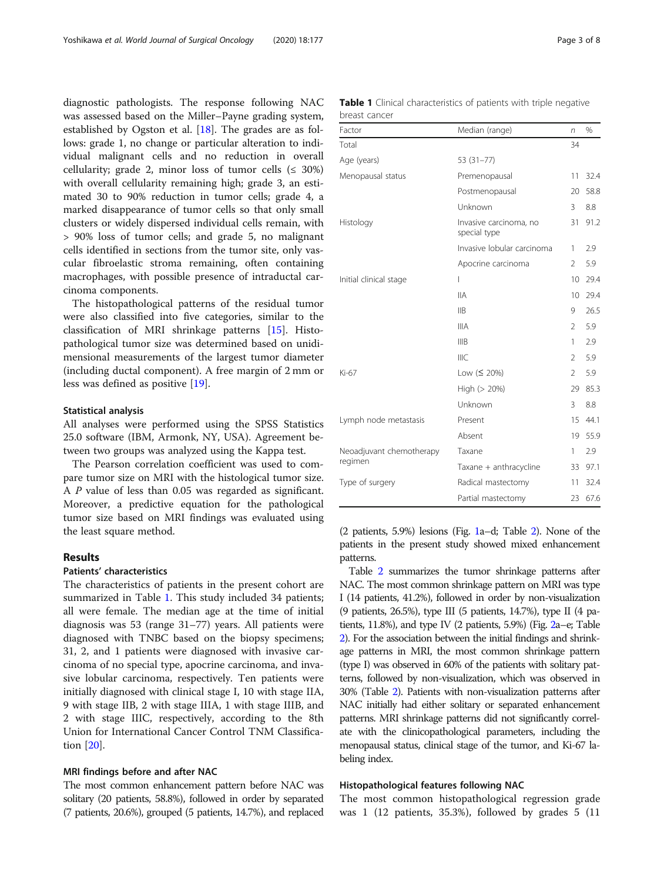diagnostic pathologists. The response following NAC was assessed based on the Miller–Payne grading system, established by Ogston et al. [18]. The grades are as follows: grade 1, no change or particular alteration to individual malignant cells and no reduction in overall cellularity; grade 2, minor loss of tumor cells (≤ 30%) with overall cellularity remaining high; grade 3, an estimated 30 to 90% reduction in tumor cells; grade 4, a marked disappearance of tumor cells so that only small clusters or widely dispersed individual cells remain, with > 90% loss of tumor cells; and grade 5, no malignant cells identified in sections from the tumor site, only vascular fibroelastic stroma remaining, often containing macrophages, with possible presence of intraductal carcinoma components.

The histopathological patterns of the residual tumor were also classified into five categories, similar to the classification of MRI shrinkage patterns [15]. Histopathological tumor size was determined based on unidimensional measurements of the largest tumor diameter (including ductal component). A free margin of 2 mm or less was defined as positive [19].

### Statistical analysis

All analyses were performed using the SPSS Statistics 25.0 software (IBM, Armonk, NY, USA). Agreement between two groups was analyzed using the Kappa test.

The Pearson correlation coefficient was used to compare tumor size on MRI with the histological tumor size. A *P* value of less than 0.05 was regarded as significant. Moreover, a predictive equation for the pathological tumor size based on MRI findings was evaluated using the least square method.

## Results

### Patients' characteristics

The characteristics of patients in the present cohort are summarized in Table 1. This study included 34 patients; all were female. The median age at the time of initial diagnosis was 53 (range 31–77) years. All patients were diagnosed with TNBC based on the biopsy specimens; 31, 2, and 1 patients were diagnosed with invasive carcinoma of no special type, apocrine carcinoma, and invasive lobular carcinoma, respectively. Ten patients were initially diagnosed with clinical stage I, 10 with stage IIA, 9 with stage IIB, 2 with stage IIIA, 1 with stage IIIB, and 2 with stage IIIC, respectively, according to the 8th Union for International Cancer Control TNM Classification [20].

### MRI findings before and after NAC

The most common enhancement pattern before NAC was solitary (20 patients, 58.8%), followed in order by separated (7 patients, 20.6%), grouped (5 patients, 14.7%), and replaced (2 patients, 5.9%) lesions (Fig. 1a–d; Table 2). None of the patients in the present study showed mixed enhancement patterns.

Table 2 summarizes the tumor shrinkage patterns after NAC. The most common shrinkage pattern on MRI was type I (14 patients, 41.2%), followed in order by non-visualization (9 patients, 26.5%), type III (5 patients, 14.7%), type II (4 patients, 11.8%), and type IV (2 patients, 5.9%) (Fig. 2a–e; Table 2). For the association between the initial findings and shrinkage patterns in MRI, the most common shrinkage pattern (type I) was observed in 60% of the patients with solitary patterns, followed by non-visualization, which was observed in 30% (Table 2). Patients with non-visualization patterns after NAC initially had either solitary or separated enhancement patterns. MRI shrinkage patterns did not significantly correlate with the clinicopathological parameters, including the menopausal status, clinical stage of the tumor, and Ki-67 labeling index.

### Histopathological features following NAC

The most common histopathological regression grade was 1 (12 patients, 35.3%), followed by grades 5 (11

**Table 1** Clinical characteristics of patients with triple negative breast cancer

| Factor | Median (range) | *n* | % |
|---|---|---|---|
| Total | | 34 | |
| Age (years) | 53 (31–77) | | |
| Menopausal status | Premenopausal | 11 | 32.4 |
| | Postmenopausal | 20 | 58.8 |
| | Unknown | 3 | 8.8 |
| Histology | Invasive carcinoma, no special type | 31 | 91.2 |
| | Invasive lobular carcinoma | 1 | 2.9 |
| | Apocrine carcinoma | 2 | 5.9 |
| Initial clinical stage | I | 10 | 29.4 |
| | IIA | 10 | 29.4 |
| | IIB | 9 | 26.5 |
| | IIIA | 2 | 5.9 |
| | IIIB | 1 | 2.9 |
| | IIIC | 2 | 5.9 |
| Ki-67 | Low (≤ 20%) | 2 | 5.9 |
| | High (> 20%) | 29 | 85.3 |
| | Unknown | 3 | 8.8 |
| Lymph node metastasis | Present | 15 | 44.1 |
| | Absent | 19 | 55.9 |
| Neoadjuvant chemotherapy regimen | Taxane | 1 | 2.9 |
| | Taxane + anthracycline | 33 | 97.1 |
| Type of surgery | Radical mastectomy | 11 | 32.4 |
| | Partial mastectomy | 23 | 67.6 |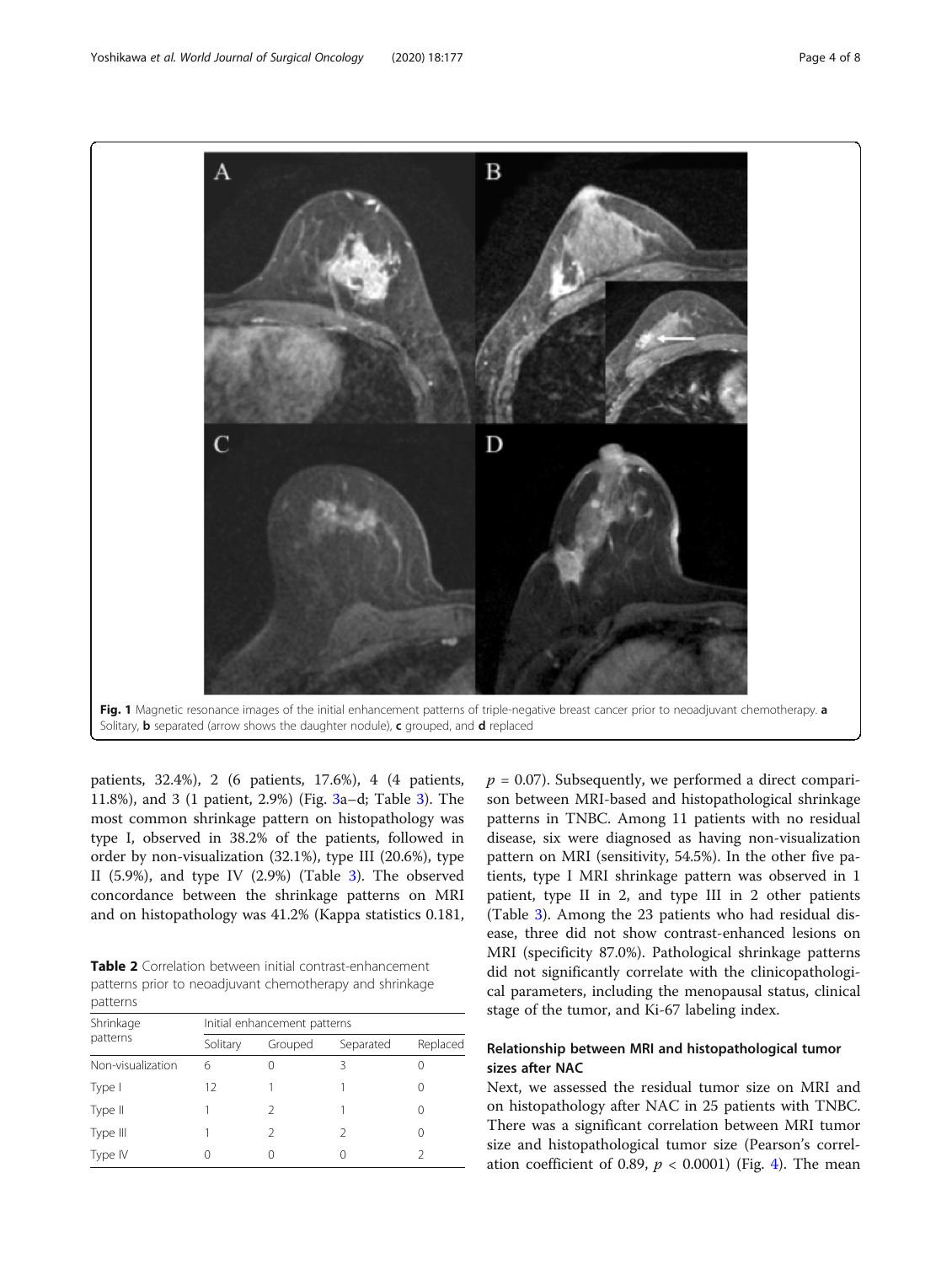Fig. 1 Magnetic resonance images of the initial enhancement patterns of triple-negative breast cancer prior to neoadjuvant chemotherapy. **a** Solitary, **b** separated (arrow shows the daughter nodule), **c** grouped, and **d** replaced

patients, 32.4%), 2 (6 patients, 17.6%), 4 (4 patients, 11.8%), and 3 (1 patient, 2.9%) (Fig. 3a–d; Table 3). The most common shrinkage pattern on histopathology was type I, observed in 38.2% of the patients, followed in order by non-visualization (32.1%), type III (20.6%), type II (5.9%), and type IV (2.9%) (Table 3). The observed concordance between the shrinkage patterns on MRI and on histopathology was 41.2% (Kappa statistics 0.181, $p = 0.07$). Subsequently, we performed a direct comparison between MRI-based and histopathological shrinkage patterns in TNBC. Among 11 patients with no residual disease, six were diagnosed as having non-visualization pattern on MRI (sensitivity, 54.5%). In the other five patients, type I MRI shrinkage pattern was observed in 1 patient, type II in 2, and type III in 2 other patients (Table 3). Among the 23 patients who had residual disease, three did not show contrast-enhanced lesions on MRI (specificity 87.0%). Pathological shrinkage patterns did not significantly correlate with the clinicopathological parameters, including the menopausal status, clinical stage of the tumor, and Ki-67 labeling index.

**Table 2** Correlation between initial contrast-enhancement patterns prior to neoadjuvant chemotherapy and shrinkage patterns

| Shrinkage patterns | Initial enhancement patterns | | | |
|---|---|---|---|---|
| | Solitary | Grouped | Separated | Replaced |
| Non-visualization | 6 | 0 | 3 | 0 |
| Type I | 12 | 1 | 1 | 0 |
| Type II | 1 | 2 | 1 | 0 |
| Type III | 1 | 2 | 2 | 0 |
| Type IV | 0 | 0 | 0 | 2 |

## Relationship between MRI and histopathological tumor sizes after NAC

Next, we assessed the residual tumor size on MRI and on histopathology after NAC in 25 patients with TNBC. There was a significant correlation between MRI tumor size and histopathological tumor size (Pearson's correlation coefficient of 0.89, $p < 0.0001$) (Fig. 4). The mean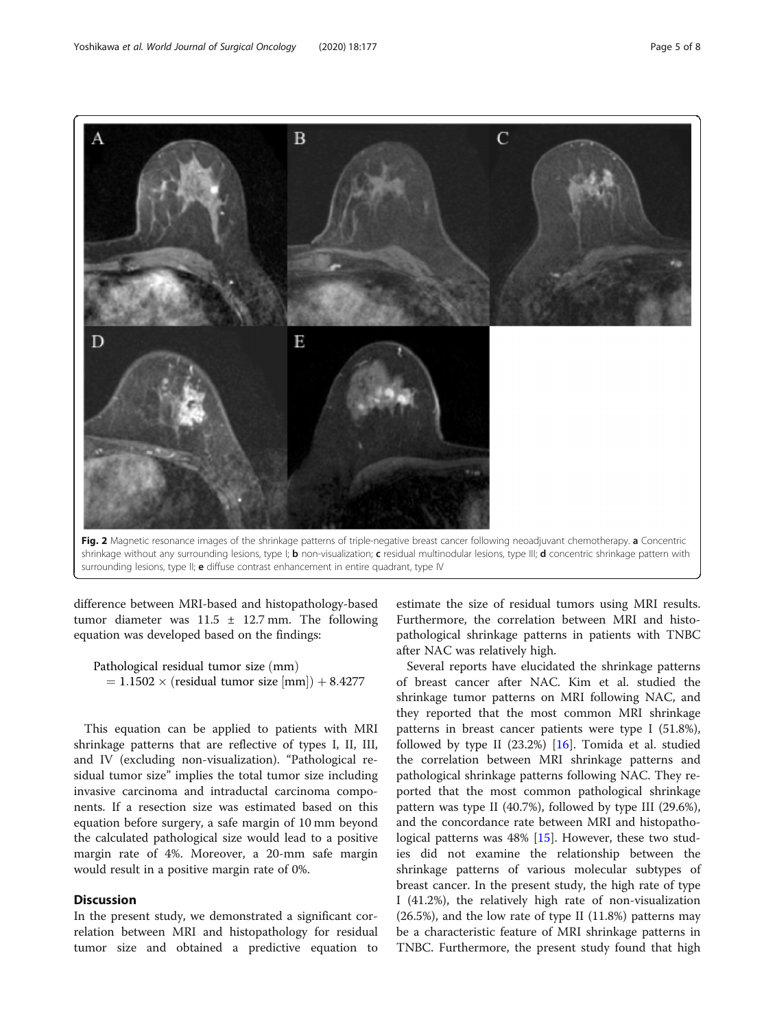Fig. 2 Magnetic resonance images of the shrinkage patterns of triple-negative breast cancer following neoadjuvant chemotherapy. **a** Concentric shrinkage without any surrounding lesions, type I; **b** non-visualization; **c** residual multinodular lesions, type III; **d** concentric shrinkage pattern with surrounding lesions, type II; **e** diffuse contrast enhancement in entire quadrant, type IV

difference between MRI-based and histopathology-based tumor diameter was 11.5 ± 12.7 mm. The following equation was developed based on the findings:

$$\text{Pathological residual tumor size (mm)} = 1.1502 \times (\text{residual tumor size [mm]}) + 8.4277$$

This equation can be applied to patients with MRI shrinkage patterns that are reflective of types I, II, III, and IV (excluding non-visualization). "Pathological residual tumor size" implies the total tumor size including invasive carcinoma and intraductal carcinoma components. If a resection size was estimated based on this equation before surgery, a safe margin of 10 mm beyond the calculated pathological size would lead to a positive margin rate of 4%. Moreover, a 20-mm safe margin would result in a positive margin rate of 0%.

## Discussion

In the present study, we demonstrated a significant correlation between MRI and histopathology for residual tumor size and obtained a predictive equation to estimate the size of residual tumors using MRI results. Furthermore, the correlation between MRI and histopathological shrinkage patterns in patients with TNBC after NAC was relatively high.

Several reports have elucidated the shrinkage patterns of breast cancer after NAC. Kim et al. studied the shrinkage tumor patterns on MRI following NAC, and they reported that the most common MRI shrinkage patterns in breast cancer patients were type I (51.8%), followed by type II (23.2%) [16]. Tomida et al. studied the correlation between MRI shrinkage patterns and pathological shrinkage patterns following NAC. They reported that the most common pathological shrinkage pattern was type II (40.7%), followed by type III (29.6%), and the concordance rate between MRI and histopathological patterns was 48% [15]. However, these two studies did not examine the relationship between the shrinkage patterns of various molecular subtypes of breast cancer. In the present study, the high rate of type I (41.2%), the relatively high rate of non-visualization (26.5%), and the low rate of type II (11.8%) patterns may be a characteristic feature of MRI shrinkage patterns in TNBC. Furthermore, the present study found that high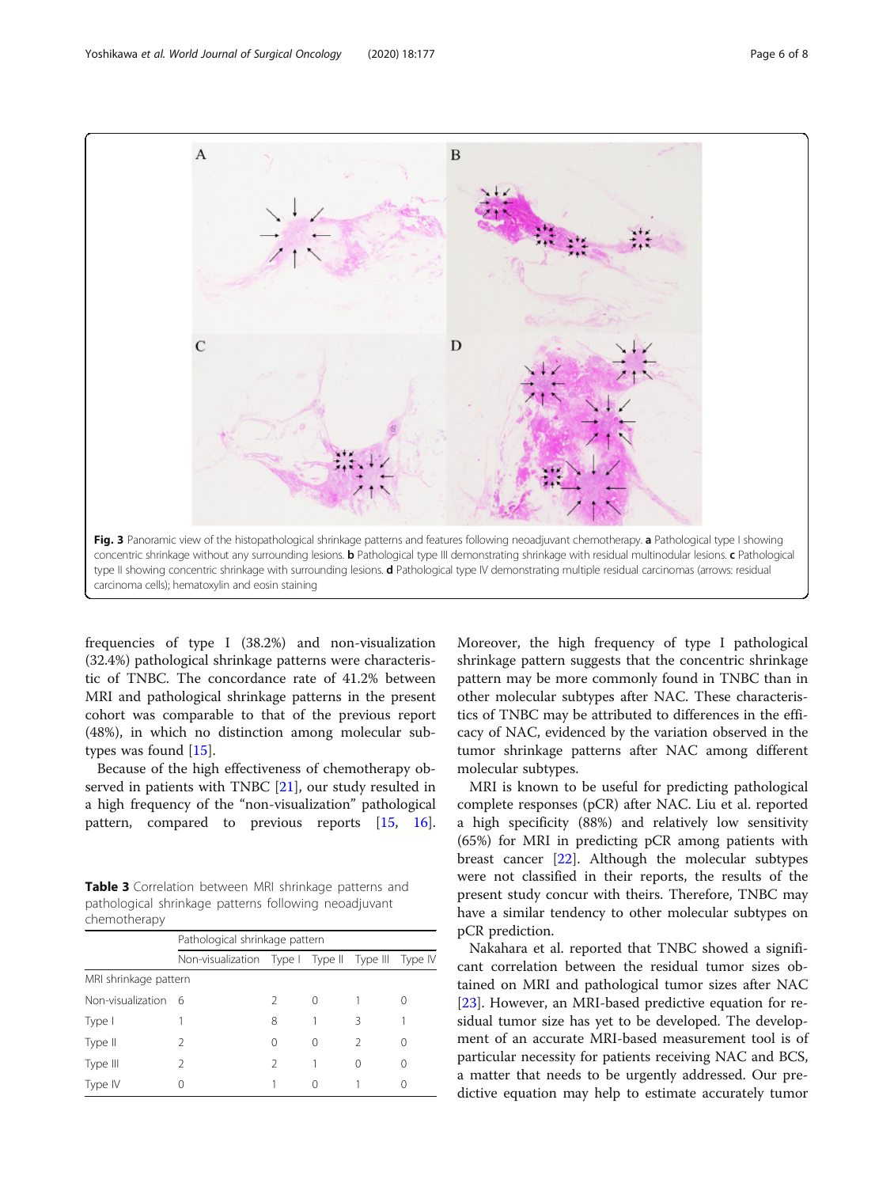Fig. 3 Panoramic view of the histopathological shrinkage patterns and features following neoadjuvant chemotherapy. **a** Pathological type I showing concentric shrinkage without any surrounding lesions. **b** Pathological type III demonstrating shrinkage with residual multinodular lesions. **c** Pathological type II showing concentric shrinkage with surrounding lesions. **d** Pathological type IV demonstrating multiple residual carcinomas (arrows: residual carcinoma cells); hematoxylin and eosin staining

frequencies of type I (38.2%) and non-visualization (32.4%) pathological shrinkage patterns were characteristic of TNBC. The concordance rate of 41.2% between MRI and pathological shrinkage patterns in the present cohort was comparable to that of the previous report (48%), in which no distinction among molecular subtypes was found [15].

Because of the high effectiveness of chemotherapy observed in patients with TNBC [21], our study resulted in a high frequency of the "non-visualization" pathological pattern, compared to previous reports [15, 16].

**Table 3** Correlation between MRI shrinkage patterns and pathological shrinkage patterns following neoadjuvant chemotherapy

| | Pathological shrinkage pattern | | | | |
|---|---|---|---|---|---|
| | Non-visualization | Type I | Type II | Type III | Type IV |
| MRI shrinkage pattern | | | | | |
| Non-visualization | 6 | 2 | 0 | 1 | 0 |
| Type I | 1 | 8 | 1 | 3 | 1 |
| Type II | 2 | 0 | 0 | 2 | 0 |
| Type III | 2 | 2 | 1 | 0 | 0 |
| Type IV | 0 | 1 | 0 | 1 | 0 |

Moreover, the high frequency of type I pathological shrinkage pattern suggests that the concentric shrinkage pattern may be more commonly found in TNBC than in other molecular subtypes after NAC. These characteristics of TNBC may be attributed to differences in the efficacy of NAC, evidenced by the variation observed in the tumor shrinkage patterns after NAC among different molecular subtypes.

MRI is known to be useful for predicting pathological complete responses (pCR) after NAC. Liu et al. reported a high specificity (88%) and relatively low sensitivity (65%) for MRI in predicting pCR among patients with breast cancer [22]. Although the molecular subtypes were not classified in their reports, the results of the present study concur with theirs. Therefore, TNBC may have a similar tendency to other molecular subtypes on pCR prediction.

Nakahara et al. reported that TNBC showed a significant correlation between the residual tumor sizes obtained on MRI and pathological tumor sizes after NAC [23]. However, an MRI-based predictive equation for residual tumor size has yet to be developed. The development of an accurate MRI-based measurement tool is of particular necessity for patients receiving NAC and BCS, a matter that needs to be urgently addressed. Our predictive equation may help to estimate accurately tumor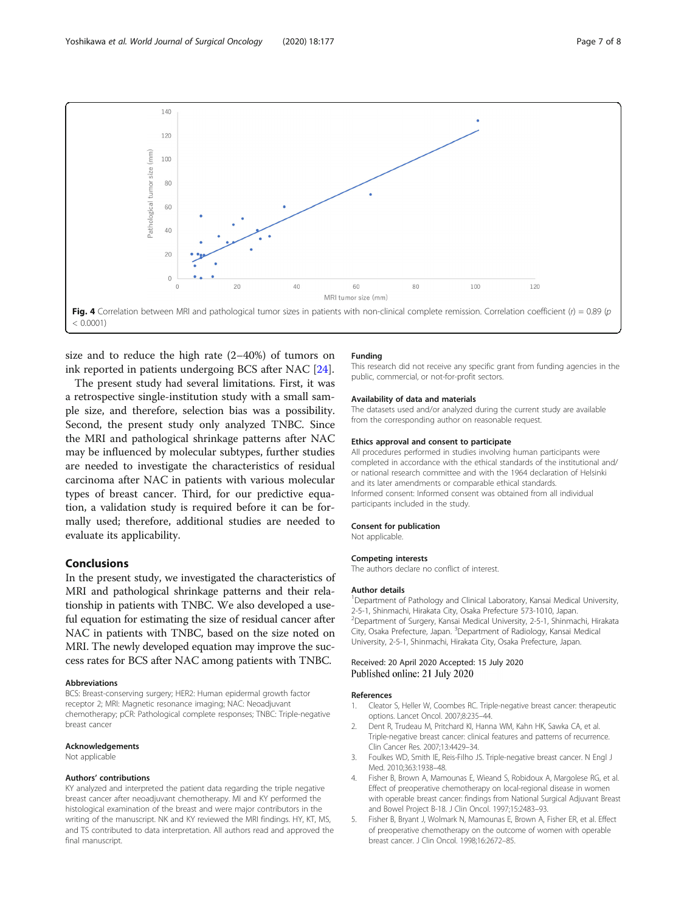140
120
100
80
60
40
20
0
0
20
40
60
80
100
120
Pathological tumor size (mm)
MRI tumor size (mm)

**Fig. 4** Correlation between MRI and pathological tumor sizes in patients with non-clinical complete remission. Correlation coefficient ($r$) = 0.89 ($p$ < 0.0001)

size and to reduce the high rate (2–40%) of tumors on ink reported in patients undergoing BCS after NAC [24].

The present study had several limitations. First, it was a retrospective single-institution study with a small sample size, and therefore, selection bias was a possibility. Second, the present study only analyzed TNBC. Since the MRI and pathological shrinkage patterns after NAC may be influenced by molecular subtypes, further studies are needed to investigate the characteristics of residual carcinoma after NAC in patients with various molecular types of breast cancer. Third, for our predictive equation, a validation study is required before it can be formally used; therefore, additional studies are needed to evaluate its applicability.

## Conclusions

In the present study, we investigated the characteristics of MRI and pathological shrinkage patterns and their relationship in patients with TNBC. We also developed a useful equation for estimating the size of residual cancer after NAC in patients with TNBC, based on the size noted on MRI. The newly developed equation may improve the success rates for BCS after NAC among patients with TNBC.

### Abbreviations

BCS: Breast-conserving surgery; HER2: Human epidermal growth factor receptor 2; MRI: Magnetic resonance imaging; NAC: Neoadjuvant chemotherapy; pCR: Pathological complete responses; TNBC: Triple-negative breast cancer

### Acknowledgements

Not applicable

### Authors' contributions

KY analyzed and interpreted the patient data regarding the triple negative breast cancer after neoadjuvant chemotherapy. MI and KY performed the histological examination of the breast and were major contributors in the writing of the manuscript. NK and KY reviewed the MRI findings. HY, KT, MS, and TS contributed to data interpretation. All authors read and approved the final manuscript.

### Funding

This research did not receive any specific grant from funding agencies in the public, commercial, or not-for-profit sectors.

### Availability of data and materials

The datasets used and/or analyzed during the current study are available from the corresponding author on reasonable request.

### Ethics approval and consent to participate

All procedures performed in studies involving human participants were completed in accordance with the ethical standards of the institutional and/or national research committee and with the 1964 declaration of Helsinki and its later amendments or comparable ethical standards.
Informed consent: Informed consent was obtained from all individual participants included in the study.

### Consent for publication

Not applicable.

### Competing interests

The authors declare no conflict of interest.

### Author details

[1]Department of Pathology and Clinical Laboratory, Kansai Medical University, 2-5-1, Shinmachi, Hirakata City, Osaka Prefecture 573-1010, Japan. [2]Department of Surgery, Kansai Medical University, 2-5-1, Shinmachi, Hirakata City, Osaka Prefecture, Japan. [3]Department of Radiology, Kansai Medical University, 2-5-1, Shinmachi, Hirakata City, Osaka Prefecture, Japan.

Received: 20 April 2020 Accepted: 15 July 2020
Published online: 21 July 2020

### References

1. Cleator S, Heller W, Coombes RC. Triple-negative breast cancer: therapeutic options. Lancet Oncol. 2007;8:235–44.
2. Dent R, Trudeau M, Pritchard KI, Hanna WM, Kahn HK, Sawka CA, et al. Triple-negative breast cancer: clinical features and patterns of recurrence. Clin Cancer Res. 2007;13:4429–34.
3. Foulkes WD, Smith IE, Reis-Filho JS. Triple-negative breast cancer. N Engl J Med. 2010;363:1938–48.
4. Fisher B, Brown A, Mamounas E, Wieand S, Robidoux A, Margolese RG, et al. Effect of preoperative chemotherapy on local-regional disease in women with operable breast cancer: findings from National Surgical Adjuvant Breast and Bowel Project B-18. J Clin Oncol. 1997;15:2483–93.
5. Fisher B, Bryant J, Wolmark N, Mamounas E, Brown A, Fisher ER, et al. Effect of preoperative chemotherapy on the outcome of women with operable breast cancer. J Clin Oncol. 1998;16:2672–85.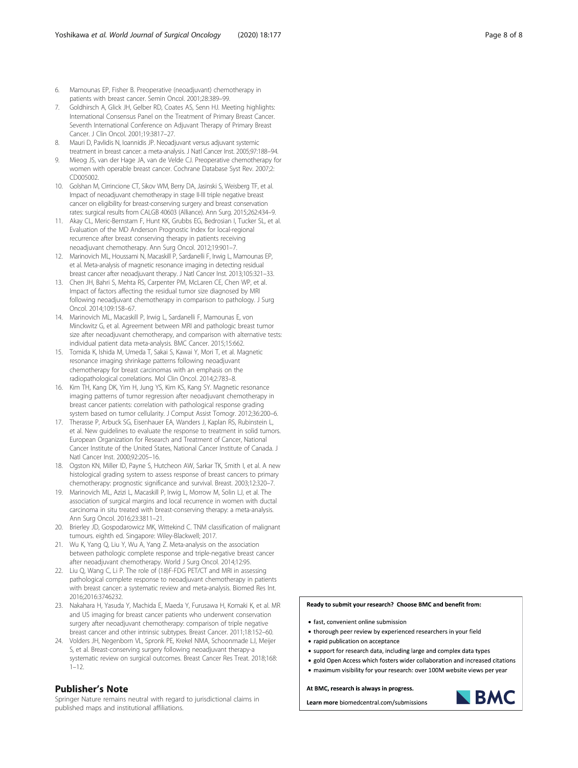6. Mamounas EP, Fisher B. Preoperative (neoadjuvant) chemotherapy in patients with breast cancer. Semin Oncol. 2001;28:389–99.
7. Goldhirsch A, Glick JH, Gelber RD, Coates AS, Senn HJ. Meeting highlights: International Consensus Panel on the Treatment of Primary Breast Cancer. Seventh International Conference on Adjuvant Therapy of Primary Breast Cancer. J Clin Oncol. 2001;19:3817–27.
8. Mauri D, Pavlidis N, Ioannidis JP. Neoadjuvant versus adjuvant systemic treatment in breast cancer: a meta-analysis. J Natl Cancer Inst. 2005;97:188–94.
9. Mieog JS, van der Hage JA, van de Velde CJ. Preoperative chemotherapy for women with operable breast cancer. Cochrane Database Syst Rev. 2007;2: CD005002.
10. Golshan M, Cirrincione CT, Sikov WM, Berry DA, Jasinski S, Weisberg TF, et al. Impact of neoadjuvant chemotherapy in stage II-III triple negative breast cancer on eligibility for breast-conserving surgery and breast conservation rates: surgical results from CALGB 40603 (Alliance). Ann Surg. 2015;262:434–9.
11. Akay CL, Meric-Bernstam F, Hunt KK, Grubbs EG, Bedrosian I, Tucker SL, et al. Evaluation of the MD Anderson Prognostic Index for local-regional recurrence after breast conserving therapy in patients receiving neoadjuvant chemotherapy. Ann Surg Oncol. 2012;19:901–7.
12. Marinovich ML, Houssami N, Macaskill P, Sardanelli F, Irwig L, Mamounas EP, et al. Meta-analysis of magnetic resonance imaging in detecting residual breast cancer after neoadjuvant therapy. J Natl Cancer Inst. 2013;105:321–33.
13. Chen JH, Bahri S, Mehta RS, Carpenter PM, McLaren CE, Chen WP, et al. Impact of factors affecting the residual tumor size diagnosed by MRI following neoadjuvant chemotherapy in comparison to pathology. J Surg Oncol. 2014;109:158–67.
14. Marinovich ML, Macaskill P, Irwig L, Sardanelli F, Mamounas E, von Minckwitz G, et al. Agreement between MRI and pathologic breast tumor size after neoadjuvant chemotherapy, and comparison with alternative tests: individual patient data meta-analysis. BMC Cancer. 2015;15:662.
15. Tomida K, Ishida M, Umeda T, Sakai S, Kawai Y, Mori T, et al. Magnetic resonance imaging shrinkage patterns following neoadjuvant chemotherapy for breast carcinomas with an emphasis on the radiopathological correlations. Mol Clin Oncol. 2014;2:783–8.
16. Kim TH, Kang DK, Yim H, Jung YS, Kim KS, Kang SY. Magnetic resonance imaging patterns of tumor regression after neoadjuvant chemotherapy in breast cancer patients: correlation with pathological response grading system based on tumor cellularity. J Comput Assist Tomogr. 2012;36:200–6.
17. Therasse P, Arbuck SG, Eisenhauer EA, Wanders J, Kaplan RS, Rubinstein L, et al. New guidelines to evaluate the response to treatment in solid tumors. European Organization for Research and Treatment of Cancer, National Cancer Institute of the United States, National Cancer Institute of Canada. J Natl Cancer Inst. 2000;92:205–16.
18. Ogston KN, Miller ID, Payne S, Hutcheon AW, Sarkar TK, Smith I, et al. A new histological grading system to assess response of breast cancers to primary chemotherapy: prognostic significance and survival. Breast. 2003;12:320–7.
19. Marinovich ML, Azizi L, Macaskill P, Irwig L, Morrow M, Solin LJ, et al. The association of surgical margins and local recurrence in women with ductal carcinoma in situ treated with breast-conserving therapy: a meta-analysis. Ann Surg Oncol. 2016;23:3811–21.
20. Brierley JD, Gospodarowicz MK, Wittekind C. TNM classification of malignant tumours. eighth ed. Singapore: Wiley-Blackwell; 2017.
21. Wu K, Yang Q, Liu Y, Wu A, Yang Z. Meta-analysis on the association between pathologic complete response and triple-negative breast cancer after neoadjuvant chemotherapy. World J Surg Oncol. 2014;12:95.
22. Liu Q, Wang C, Li P. The role of (18)F-FDG PET/CT and MRI in assessing pathological complete response to neoadjuvant chemotherapy in patients with breast cancer: a systematic review and meta-analysis. Biomed Res Int. 2016;2016:3746232.
23. Nakahara H, Yasuda Y, Machida E, Maeda Y, Furusawa H, Komaki K, et al. MR and US imaging for breast cancer patients who underwent conservation surgery after neoadjuvant chemotherapy: comparison of triple negative breast cancer and other intrinsic subtypes. Breast Cancer. 2011;18:152–60.
24. Volders JH, Negenborn VL, Spronk PE, Krekel NMA, Schoonmade LJ, Meijer S, et al. Breast-conserving surgery following neoadjuvant therapy-a systematic review on surgical outcomes. Breast Cancer Res Treat. 2018;168: 1–12.

## Publisher's Note

Springer Nature remains neutral with regard to jurisdictional claims in published maps and institutional affiliations.

**Ready to submit your research? Choose BMC and benefit from:**

- fast, convenient online submission
- thorough peer review by experienced researchers in your field
- rapid publication on acceptance
- support for research data, including large and complex data types
- gold Open Access which fosters wider collaboration and increased citations
- maximum visibility for your research: over 100M website views per year

**At BMC, research is always in progress.**

**Learn more** biomedcentral.com/submissions

BMC